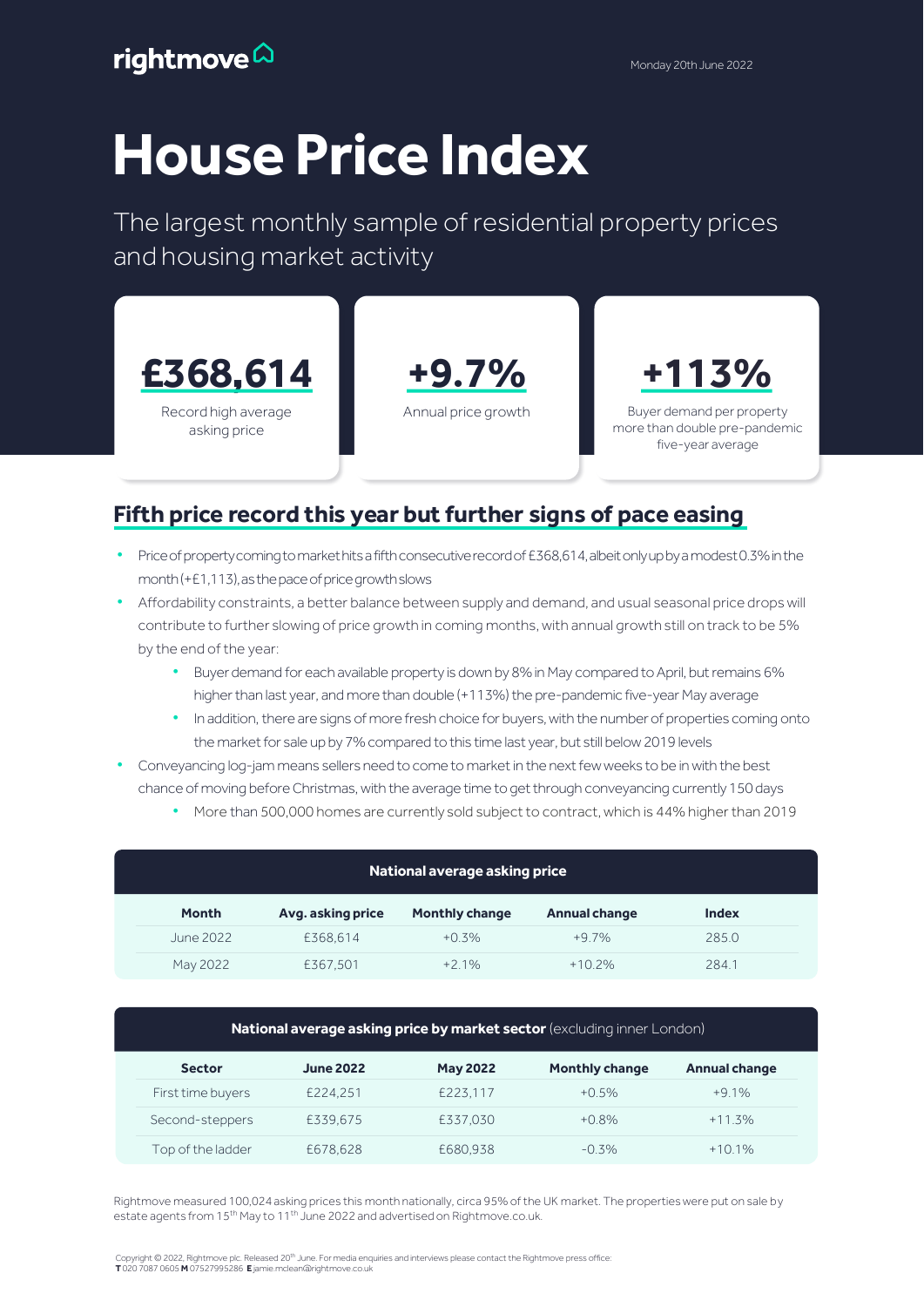rightmove

Monday 20th June 2022

# House Price Index

The largest monthly sample of residential property prices and housing market activity

**£368,614**
Record high average asking price

**+9.7%**
Annual price growth

**+113%**
Buyer demand per property more than double pre-pandemic five-year average

## Fifth price record this year but further signs of pace easing

- Price of property coming to market hits a fifth consecutive record of £368,614, albeit only up by a modest 0.3% in the month (+£1,113), as the pace of price growth slows
- Affordability constraints, a better balance between supply and demand, and usual seasonal price drops will contribute to further slowing of price growth in coming months, with annual growth still on track to be 5% by the end of the year:
    - Buyer demand for each available property is down by 8% in May compared to April, but remains 6% higher than last year, and more than double (+113%) the pre-pandemic five-year May average
    - In addition, there are signs of more fresh choice for buyers, with the number of properties coming onto the market for sale up by 7% compared to this time last year, but still below 2019 levels
- Conveyancing log-jam means sellers need to come to market in the next few weeks to be in with the best chance of moving before Christmas, with the average time to get through conveyancing currently 150 days
    - More than 500,000 homes are currently sold subject to contract, which is 44% higher than 2019

**National average asking price**

| Month | Avg. asking price | Monthly change | Annual change | Index |
|---|---|---|---|---|
| June 2022 | £368,614 | +0.3% | +9.7% | 285.0 |
| May 2022 | £367,501 | +2.1% | +10.2% | 284.1 |

**National average asking price by market sector** (excluding inner London)

| Sector | June 2022 | May 2022 | Monthly change | Annual change |
|---|---|---|---|---|
| First time buyers | £224,251 | £223,117 | +0.5% | +9.1% |
| Second-steppers | £339,675 | £337,030 | +0.8% | +11.3% |
| Top of the ladder | £678,628 | £680,938 | -0.3% | +10.1% |

Rightmove measured 100,024 asking prices this month nationally, circa 95% of the UK market. The properties were put on sale by estate agents from 15th May to 11th June 2022 and advertised on Rightmove.co.uk.

Copyright © 2022, Rightmove plc. Released 20th June. For media enquiries and interviews please contact the Rightmove press office:
**T** 020 7087 0605 **M** 07527995286 **E** jamie.mclean@rightmove.co.uk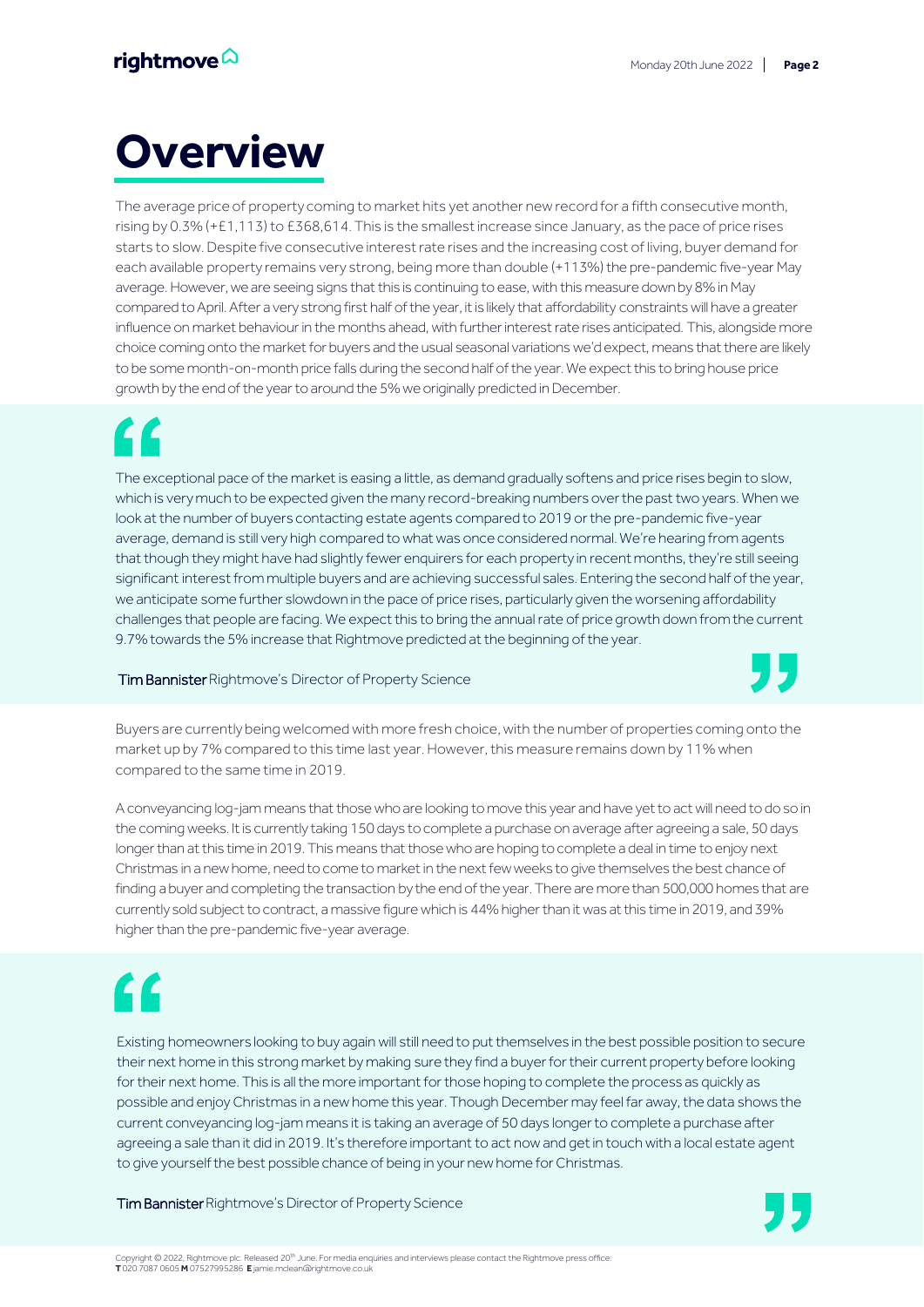# Overview

The average price of property coming to market hits yet another new record for a fifth consecutive month, rising by 0.3% (+£1,113) to £368,614. This is the smallest increase since January, as the pace of price rises starts to slow. Despite five consecutive interest rate rises and the increasing cost of living, buyer demand for each available property remains very strong, being more than double (+113%) the pre-pandemic five-year May average. However, we are seeing signs that this is continuing to ease, with this measure down by 8% in May compared to April. After a very strong first half of the year, it is likely that affordability constraints will have a greater influence on market behaviour in the months ahead, with further interest rate rises anticipated. This, alongside more choice coming onto the market for buyers and the usual seasonal variations we'd expect, means that there are likely to be some month-on-month price falls during the second half of the year. We expect this to bring house price growth by the end of the year to around the 5% we originally predicted in December.

> "The exceptional pace of the market is easing a little, as demand gradually softens and price rises begin to slow, which is very much to be expected given the many record-breaking numbers over the past two years. When we look at the number of buyers contacting estate agents compared to 2019 or the pre-pandemic five-year average, demand is still very high compared to what was once considered normal. We're hearing from agents that though they might have had slightly fewer enquirers for each property in recent months, they're still seeing significant interest from multiple buyers and are achieving successful sales. Entering the second half of the year, we anticipate some further slowdown in the pace of price rises, particularly given the worsening affordability challenges that people are facing. We expect this to bring the annual rate of price growth down from the current 9.7% towards the 5% increase that Rightmove predicted at the beginning of the year."
>
> **Tim Bannister** Rightmove's Director of Property Science

Buyers are currently being welcomed with more fresh choice, with the number of properties coming onto the market up by 7% compared to this time last year. However, this measure remains down by 11% when compared to the same time in 2019.

A conveyancing log-jam means that those who are looking to move this year and have yet to act will need to do so in the coming weeks. It is currently taking 150 days to complete a purchase on average after agreeing a sale, 50 days longer than at this time in 2019. This means that those who are hoping to complete a deal in time to enjoy next Christmas in a new home, need to come to market in the next few weeks to give themselves the best chance of finding a buyer and completing the transaction by the end of the year. There are more than 500,000 homes that are currently sold subject to contract, a massive figure which is 44% higher than it was at this time in 2019, and 39% higher than the pre-pandemic five-year average.

> "Existing homeowners looking to buy again will still need to put themselves in the best possible position to secure their next home in this strong market by making sure they find a buyer for their current property before looking for their next home. This is all the more important for those hoping to complete the process as quickly as possible and enjoy Christmas in a new home this year. Though December may feel far away, the data shows the current conveyancing log-jam means it is taking an average of 50 days longer to complete a purchase after agreeing a sale than it did in 2019. It's therefore important to act now and get in touch with a local estate agent to give yourself the best possible chance of being in your new home for Christmas."
>
> **Tim Bannister** Rightmove's Director of Property Science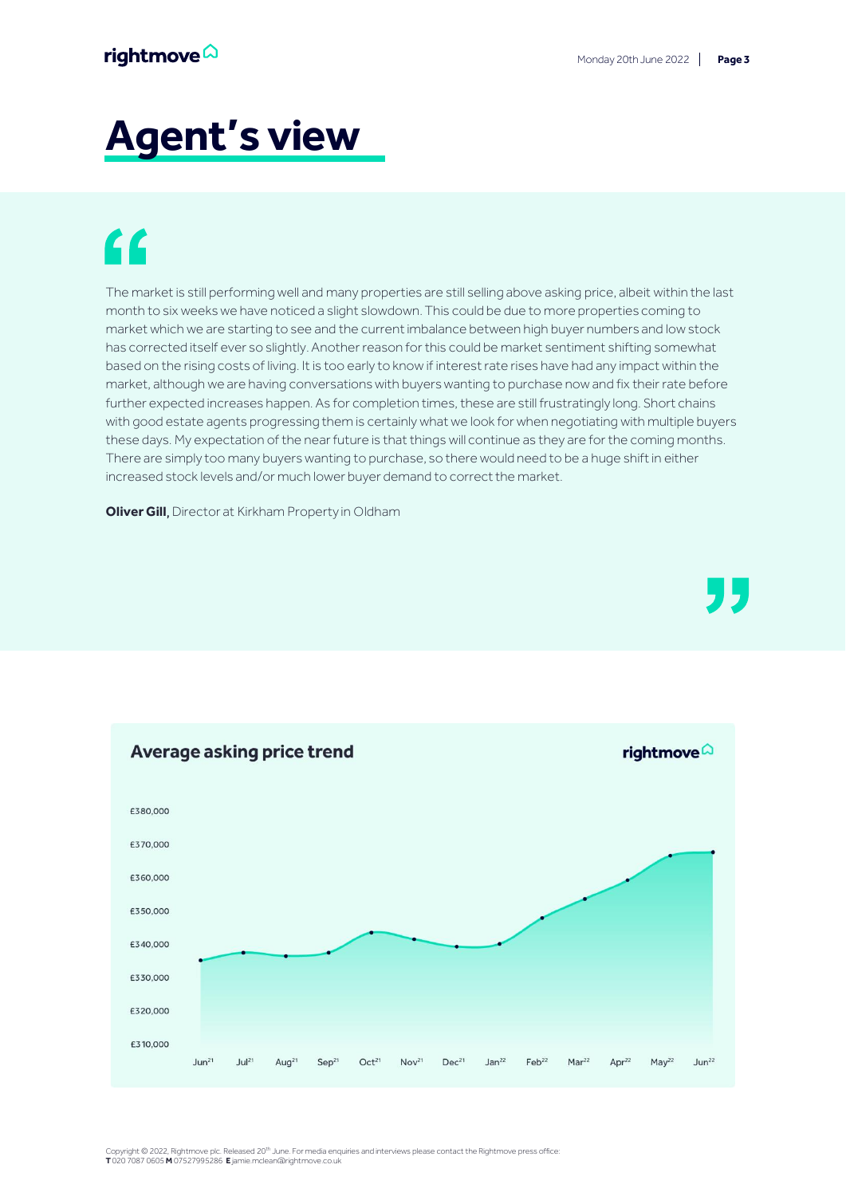# Agent's view

The market is still performing well and many properties are still selling above asking price, albeit within the last month to six weeks we have noticed a slight slowdown. This could be due to more properties coming to market which we are starting to see and the current imbalance between high buyer numbers and low stock has corrected itself ever so slightly. Another reason for this could be market sentiment shifting somewhat based on the rising costs of living. It is too early to know if interest rate rises have had any impact within the market, although we are having conversations with buyers wanting to purchase now and fix their rate before further expected increases happen. As for completion times, these are still frustratingly long. Short chains with good estate agents progressing them is certainly what we look for when negotiating with multiple buyers these days. My expectation of the near future is that things will continue as they are for the coming months. There are simply too many buyers wanting to purchase, so there would need to be a huge shift in either increased stock levels and/or much lower buyer demand to correct the market.

**Oliver Gill**, Director at Kirkham Property in Oldham

## Average asking price trend

£380,000
£370,000
£360,000
£350,000
£340,000
£330,000
£320,000
£310,000

Jun21 Jul21 Aug21 Sep21 Oct21 Nov21 Dec21 Jan22 Feb22 Mar22 Apr22 May22 Jun22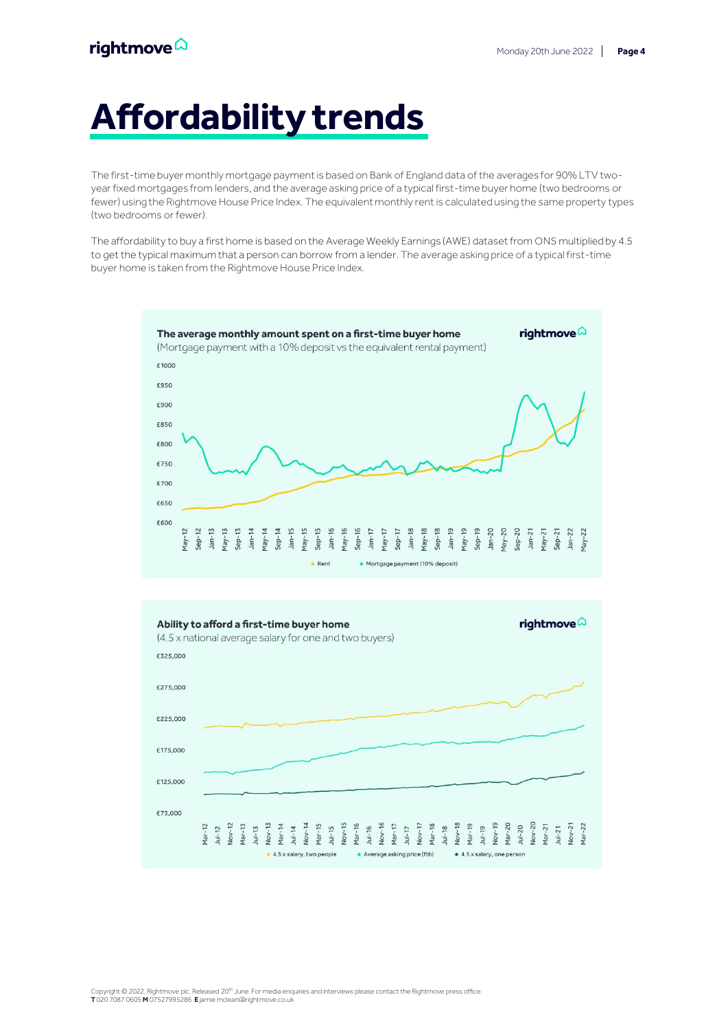# Affordability trends

The first-time buyer monthly mortgage payment is based on Bank of England data of the averages for 90% LTV two-year fixed mortgages from lenders, and the average asking price of a typical first-time buyer home (two bedrooms or fewer) using the Rightmove House Price Index. The equivalent monthly rent is calculated using the same property types (two bedrooms or fewer).

The affordability to buy a first home is based on the Average Weekly Earnings (AWE) dataset from ONS multiplied by 4.5 to get the typical maximum that a person can borrow from a lender. The average asking price of a typical first-time buyer home is taken from the Rightmove House Price Index.

**The average monthly amount spent on a first-time buyer home**
(Mortgage payment with a 10% deposit vs the equivalent rental payment)

**Ability to afford a first-time buyer home**
(4.5 x national average salary for one and two buyers)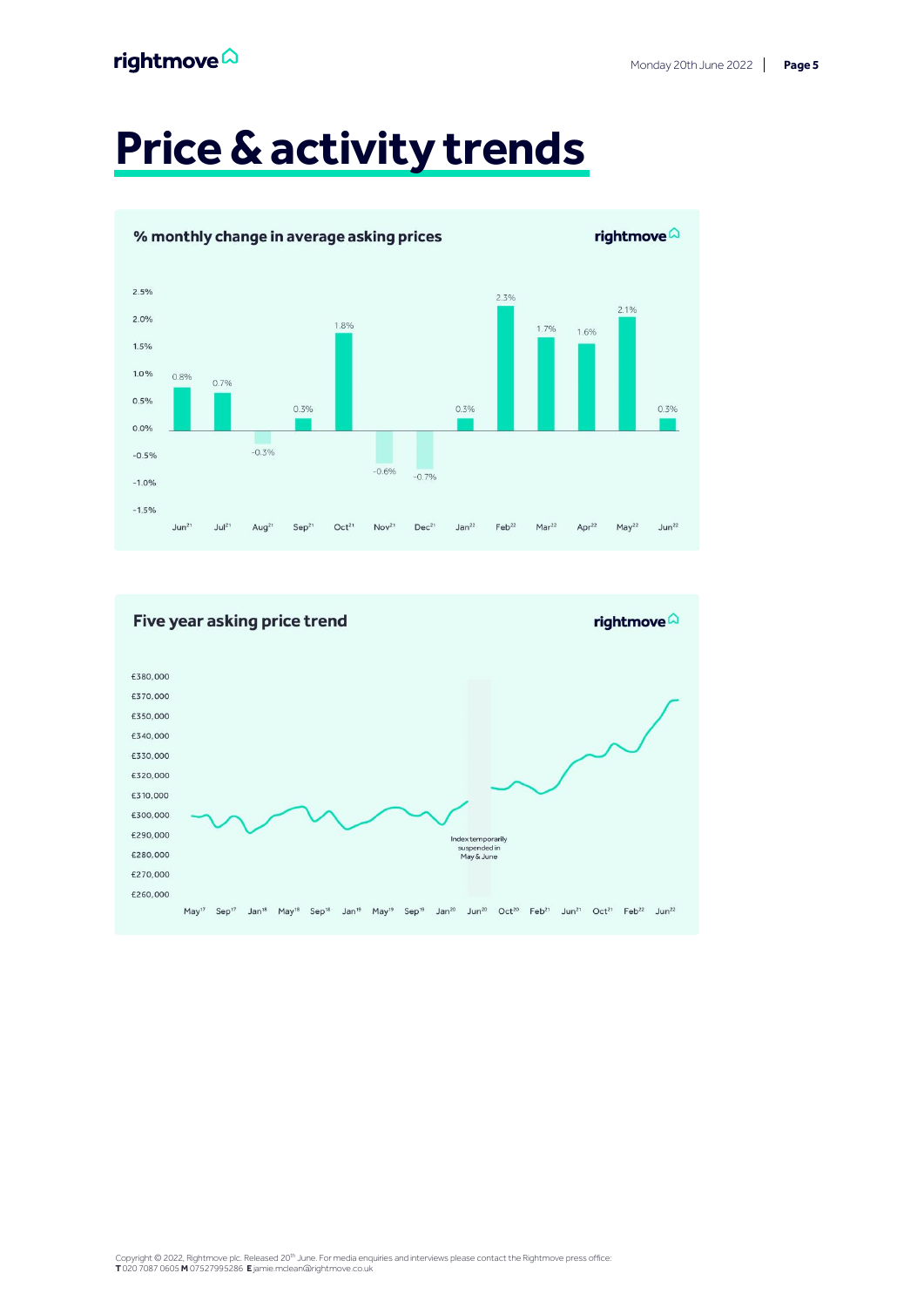# Price & activity trends

## % monthly change in average asking prices

| Month | % change |
|---|---|
| Jun 21 | 0.8% |
| Jul 21 | 0.7% |
| Aug 21 | -0.3% |
| Sep 21 | 0.3% |
| Oct 21 | 1.8% |
| Nov 21 | -0.6% |
| Dec 21 | -0.7% |
| Jan 22 | 0.3% |
| Feb 22 | 2.3% |
| Mar 22 | 1.7% |
| Apr 22 | 1.6% |
| May 22 | 2.1% |
| Jun 22 | 0.3% |

## Five year asking price trend

Index temporarily suspended in May & June

Copyright © 2022, Rightmove plc. Released 20th June. For media enquiries and interviews please contact the Rightmove press office:
**T** 020 7087 0605 **M** 07527995286 **E** jamie.mclean@rightmove.co.uk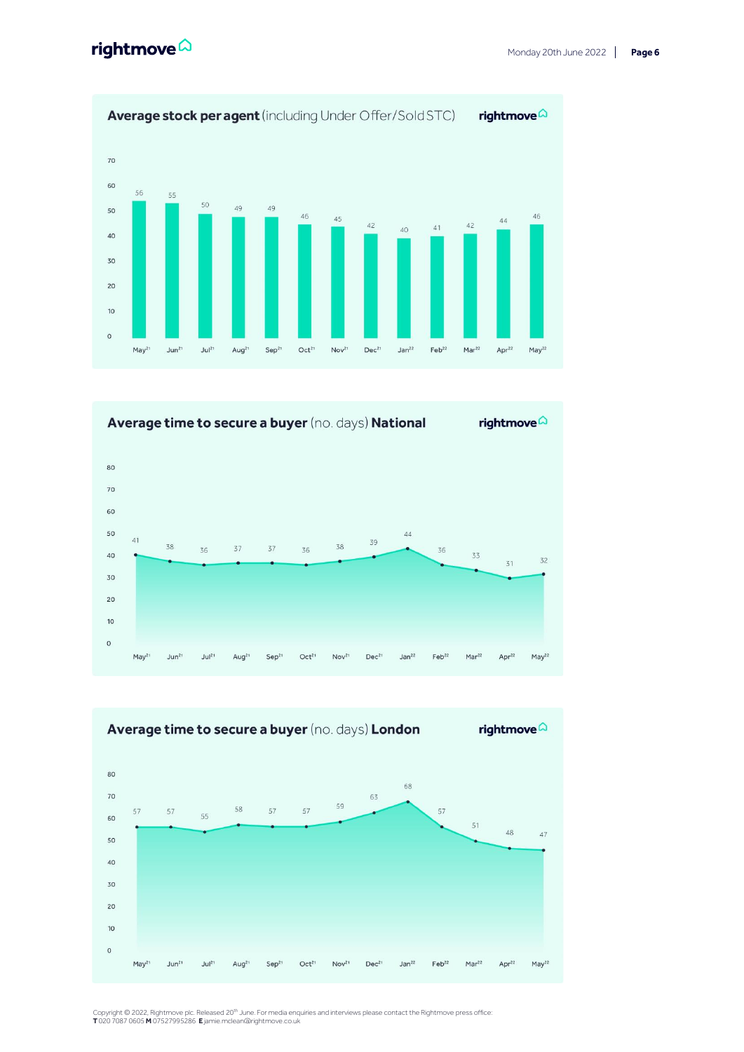## Average stock per agent (including Under Offer/Sold STC)

| Month | Stock per agent |
|---|---|
| May 21 | 56 |
| Jun 21 | 55 |
| Jul 21 | 50 |
| Aug 21 | 49 |
| Sep 21 | 49 |
| Oct 21 | 46 |
| Nov 21 | 45 |
| Dec 21 | 42 |
| Jan 22 | 40 |
| Feb 22 | 41 |
| Mar 22 | 42 |
| Apr 22 | 44 |
| May 22 | 46 |

## Average time to secure a buyer (no. days) National

| Month | Days |
|---|---|
| May 21 | 41 |
| Jun 21 | 38 |
| Jul 21 | 36 |
| Aug 21 | 37 |
| Sep 21 | 37 |
| Oct 21 | 36 |
| Nov 21 | 38 |
| Dec 21 | 39 |
| Jan 22 | 44 |
| Feb 22 | 36 |
| Mar 22 | 33 |
| Apr 22 | 31 |
| May 22 | 32 |

## Average time to secure a buyer (no. days) London

| Month | Days |
|---|---|
| May 21 | 57 |
| Jun 21 | 57 |
| Jul 21 | 55 |
| Aug 21 | 58 |
| Sep 21 | 57 |
| Oct 21 | 57 |
| Nov 21 | 59 |
| Dec 21 | 63 |
| Jan 22 | 68 |
| Feb 22 | 57 |
| Mar 22 | 51 |
| Apr 22 | 48 |
| May 22 | 47 |

Copyright © 2022, Rightmove plc. Released 20th June. For media enquiries and interviews please contact the Rightmove press office:
**T** 020 7087 0605 **M** 07527995286 **E** jamie.mclean@rightmove.co.uk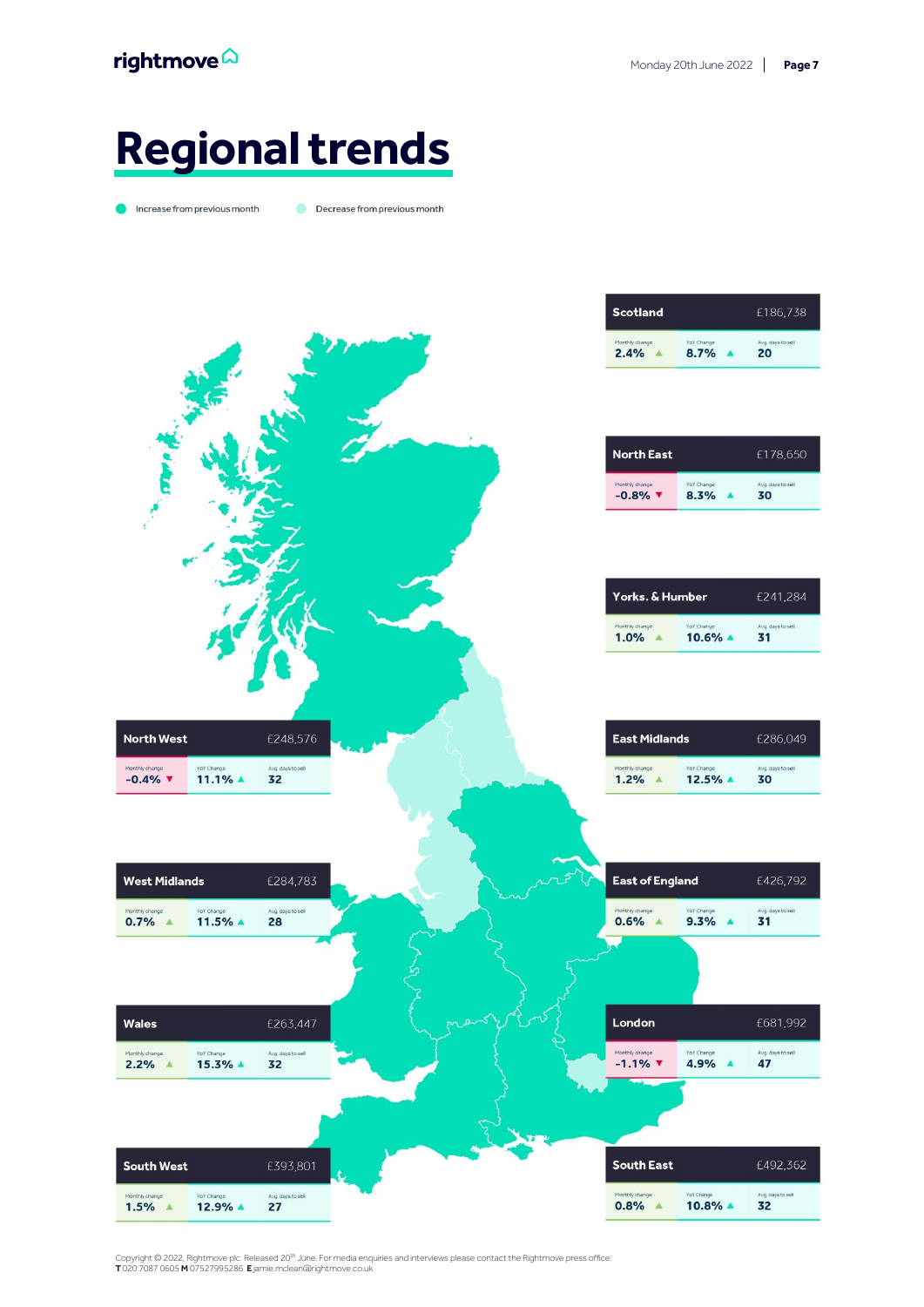# Regional trends

Increase from previous month | Decrease from previous month

| Region | Average price | Monthly change | YoY Change | Avg. days to sell |
|---|---|---|---|---|
| Scotland | £186,738 | 2.4% ▲ | 8.7% ▲ | 20 |
| North East | £178,650 | -0.8% ▼ | 8.3% ▲ | 30 |
| Yorks. & Humber | £241,284 | 1.0% ▲ | 10.6% ▲ | 31 |
| East Midlands | £286,049 | 1.2% ▲ | 12.5% ▲ | 30 |
| East of England | £426,792 | 0.6% ▲ | 9.3% ▲ | 31 |
| London | £681,992 | -1.1% ▼ | 4.9% ▲ | 47 |
| South East | £492,362 | 0.8% ▲ | 10.8% ▲ | 32 |
| North West | £248,576 | -0.4% ▼ | 11.1% ▲ | 32 |
| West Midlands | £284,783 | 0.7% ▲ | 11.5% ▲ | 28 |
| Wales | £263,447 | 2.2% ▲ | 15.3% ▲ | 32 |
| South West | £393,801 | 1.5% ▲ | 12.9% ▲ | 27 |

Copyright © 2022, Rightmove plc. Released 20th June. For media enquiries and interviews please contact the Rightmove press office:
**T** 020 7087 0605 **M** 07527995286 **E** jamie.mclean@rightmove.co.uk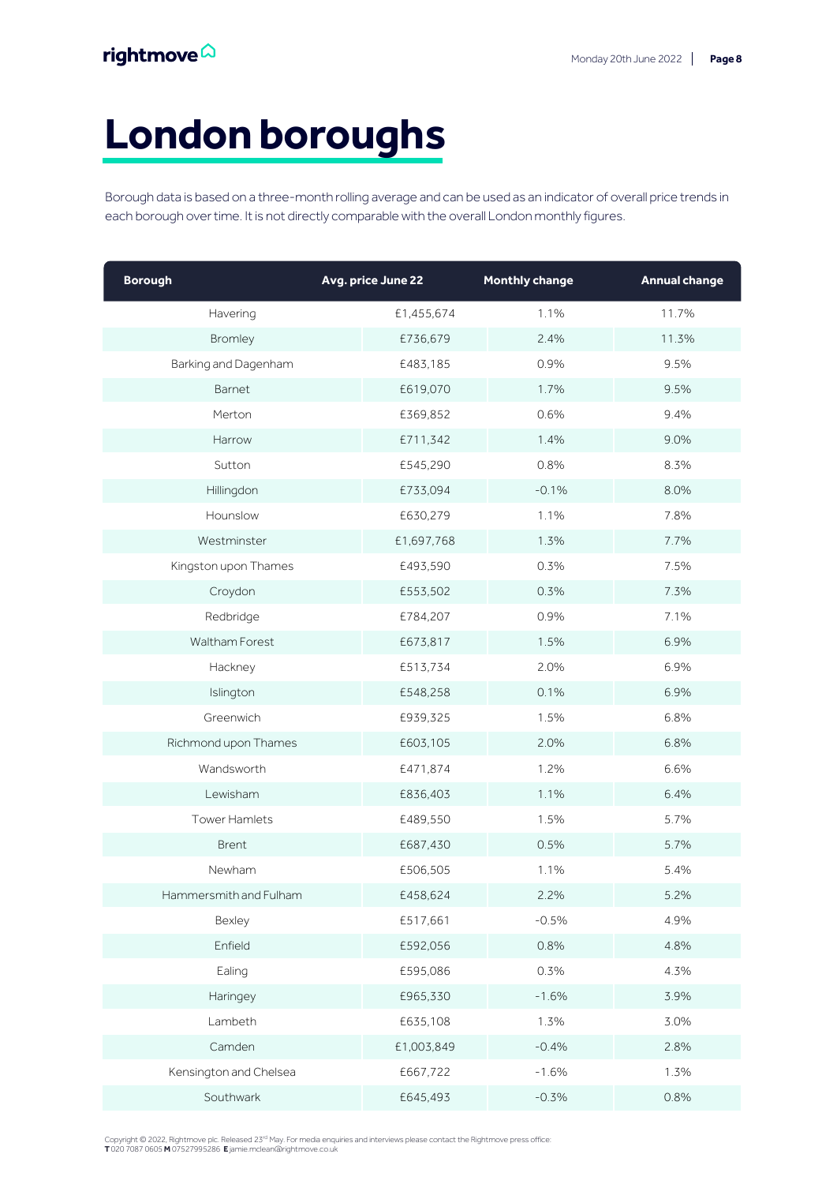# London boroughs

Borough data is based on a three-month rolling average and can be used as an indicator of overall price trends in each borough over time. It is not directly comparable with the overall London monthly figures.

| Borough | Avg. price June 22 | Monthly change | Annual change |
|---|---|---|---|
| Havering | £1,455,674 | 1.1% | 11.7% |
| Bromley | £736,679 | 2.4% | 11.3% |
| Barking and Dagenham | £483,185 | 0.9% | 9.5% |
| Barnet | £619,070 | 1.7% | 9.5% |
| Merton | £369,852 | 0.6% | 9.4% |
| Harrow | £711,342 | 1.4% | 9.0% |
| Sutton | £545,290 | 0.8% | 8.3% |
| Hillingdon | £733,094 | -0.1% | 8.0% |
| Hounslow | £630,279 | 1.1% | 7.8% |
| Westminster | £1,697,768 | 1.3% | 7.7% |
| Kingston upon Thames | £493,590 | 0.3% | 7.5% |
| Croydon | £553,502 | 0.3% | 7.3% |
| Redbridge | £784,207 | 0.9% | 7.1% |
| Waltham Forest | £673,817 | 1.5% | 6.9% |
| Hackney | £513,734 | 2.0% | 6.9% |
| Islington | £548,258 | 0.1% | 6.9% |
| Greenwich | £939,325 | 1.5% | 6.8% |
| Richmond upon Thames | £603,105 | 2.0% | 6.8% |
| Wandsworth | £471,874 | 1.2% | 6.6% |
| Lewisham | £836,403 | 1.1% | 6.4% |
| Tower Hamlets | £489,550 | 1.5% | 5.7% |
| Brent | £687,430 | 0.5% | 5.7% |
| Newham | £506,505 | 1.1% | 5.4% |
| Hammersmith and Fulham | £458,624 | 2.2% | 5.2% |
| Bexley | £517,661 | -0.5% | 4.9% |
| Enfield | £592,056 | 0.8% | 4.8% |
| Ealing | £595,086 | 0.3% | 4.3% |
| Haringey | £965,330 | -1.6% | 3.9% |
| Lambeth | £635,108 | 1.3% | 3.0% |
| Camden | £1,003,849 | -0.4% | 2.8% |
| Kensington and Chelsea | £667,722 | -1.6% | 1.3% |
| Southwark | £645,493 | -0.3% | 0.8% |

Copyright © 2022, Rightmove plc. Released 23rd May. For media enquiries and interviews please contact the Rightmove press office:
**T** 020 7087 0605 **M** 07527995286 **E** jamie.mclean@rightmove.co.uk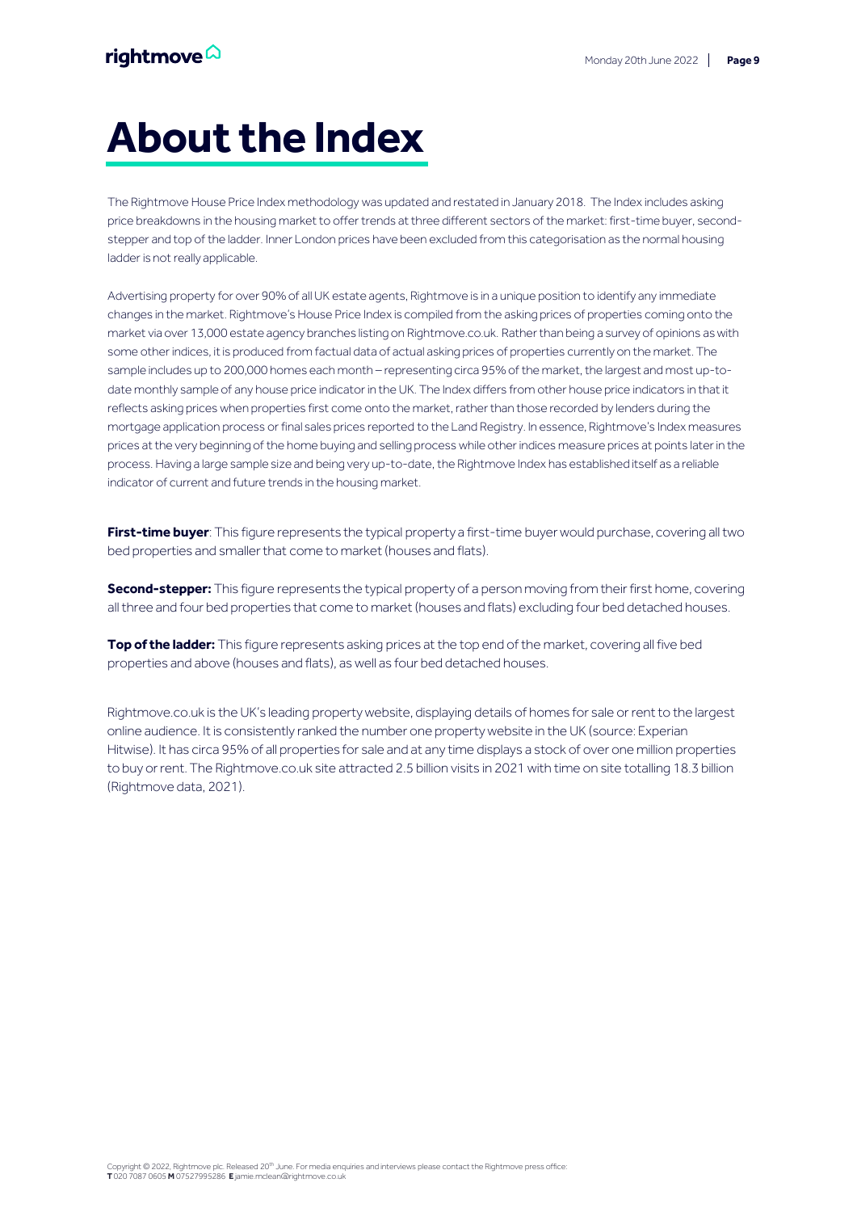# About the Index

The Rightmove House Price Index methodology was updated and restated in January 2018. The Index includes asking price breakdowns in the housing market to offer trends at three different sectors of the market: first-time buyer, second-stepper and top of the ladder. Inner London prices have been excluded from this categorisation as the normal housing ladder is not really applicable.

Advertising property for over 90% of all UK estate agents, Rightmove is in a unique position to identify any immediate changes in the market. Rightmove's House Price Index is compiled from the asking prices of properties coming onto the market via over 13,000 estate agency branches listing on Rightmove.co.uk. Rather than being a survey of opinions as with some other indices, it is produced from factual data of actual asking prices of properties currently on the market. The sample includes up to 200,000 homes each month – representing circa 95% of the market, the largest and most up-to-date monthly sample of any house price indicator in the UK. The Index differs from other house price indicators in that it reflects asking prices when properties first come onto the market, rather than those recorded by lenders during the mortgage application process or final sales prices reported to the Land Registry. In essence, Rightmove's Index measures prices at the very beginning of the home buying and selling process while other indices measure prices at points later in the process. Having a large sample size and being very up-to-date, the Rightmove Index has established itself as a reliable indicator of current and future trends in the housing market.

**First-time buyer**: This figure represents the typical property a first-time buyer would purchase, covering all two bed properties and smaller that come to market (houses and flats).

**Second-stepper:** This figure represents the typical property of a person moving from their first home, covering all three and four bed properties that come to market (houses and flats) excluding four bed detached houses.

**Top of the ladder:** This figure represents asking prices at the top end of the market, covering all five bed properties and above (houses and flats), as well as four bed detached houses.

Rightmove.co.uk is the UK's leading property website, displaying details of homes for sale or rent to the largest online audience. It is consistently ranked the number one property website in the UK (source: Experian Hitwise). It has circa 95% of all properties for sale and at any time displays a stock of over one million properties to buy or rent. The Rightmove.co.uk site attracted 2.5 billion visits in 2021 with time on site totalling 18.3 billion (Rightmove data, 2021).